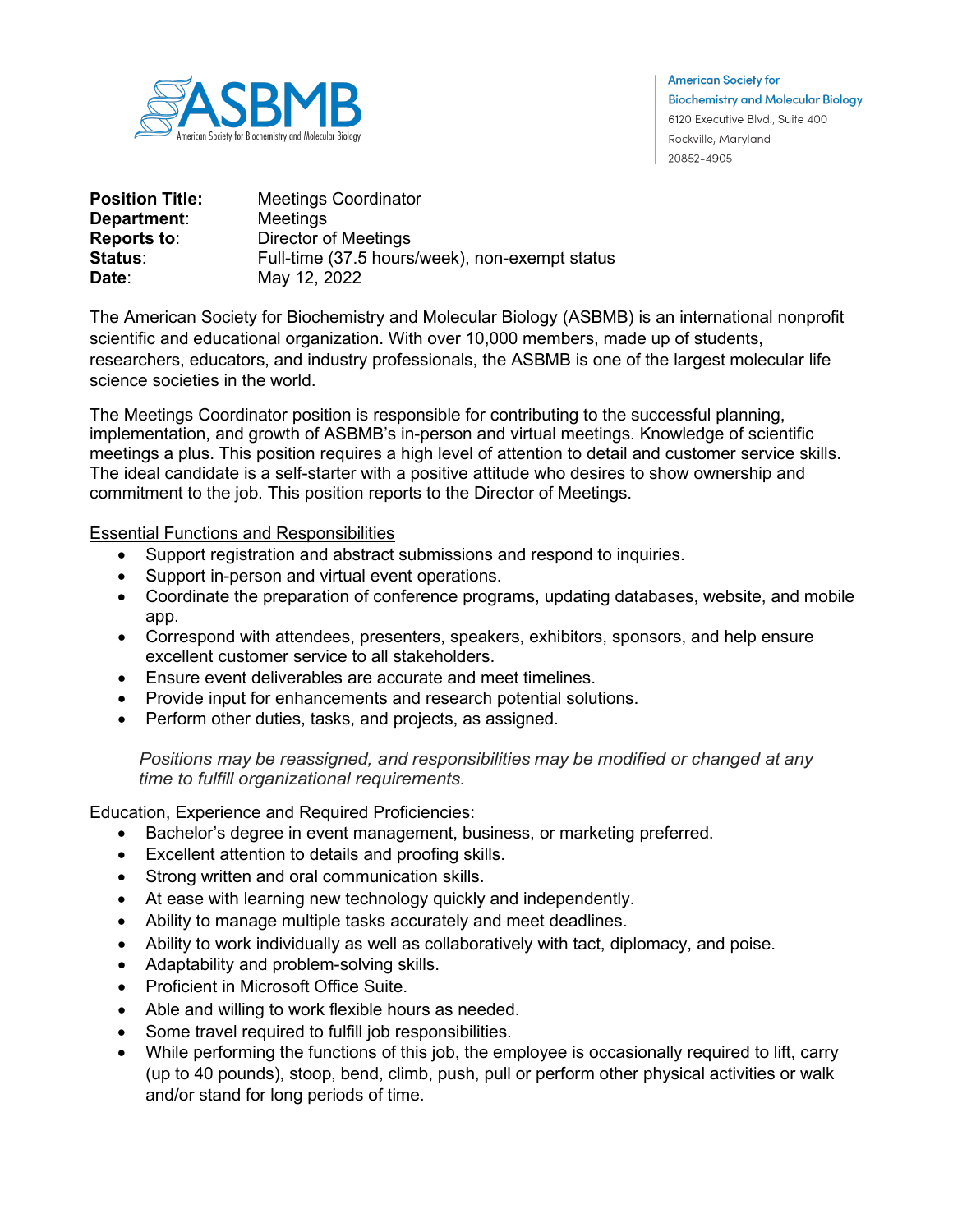American Society for Biochemistry and Molecular Biology
6120 Executive Blvd., Suite 400
Rockville, Maryland
20852-4905

**Position Title:** Meetings Coordinator
**Department:** Meetings
**Reports to:** Director of Meetings
**Status:** Full-time (37.5 hours/week), non-exempt status
**Date:** May 12, 2022

The American Society for Biochemistry and Molecular Biology (ASBMB) is an international nonprofit scientific and educational organization. With over 10,000 members, made up of students, researchers, educators, and industry professionals, the ASBMB is one of the largest molecular life science societies in the world.

The Meetings Coordinator position is responsible for contributing to the successful planning, implementation, and growth of ASBMB's in-person and virtual meetings. Knowledge of scientific meetings a plus. This position requires a high level of attention to detail and customer service skills. The ideal candidate is a self-starter with a positive attitude who desires to show ownership and commitment to the job. This position reports to the Director of Meetings.

## Essential Functions and Responsibilities

- Support registration and abstract submissions and respond to inquiries.
- Support in-person and virtual event operations.
- Coordinate the preparation of conference programs, updating databases, website, and mobile app.
- Correspond with attendees, presenters, speakers, exhibitors, sponsors, and help ensure excellent customer service to all stakeholders.
- Ensure event deliverables are accurate and meet timelines.
- Provide input for enhancements and research potential solutions.
- Perform other duties, tasks, and projects, as assigned.

*Positions may be reassigned, and responsibilities may be modified or changed at any time to fulfill organizational requirements.*

## Education, Experience and Required Proficiencies:

- Bachelor's degree in event management, business, or marketing preferred.
- Excellent attention to details and proofing skills.
- Strong written and oral communication skills.
- At ease with learning new technology quickly and independently.
- Ability to manage multiple tasks accurately and meet deadlines.
- Ability to work individually as well as collaboratively with tact, diplomacy, and poise.
- Adaptability and problem-solving skills.
- Proficient in Microsoft Office Suite.
- Able and willing to work flexible hours as needed.
- Some travel required to fulfill job responsibilities.
- While performing the functions of this job, the employee is occasionally required to lift, carry (up to 40 pounds), stoop, bend, climb, push, pull or perform other physical activities or walk and/or stand for long periods of time.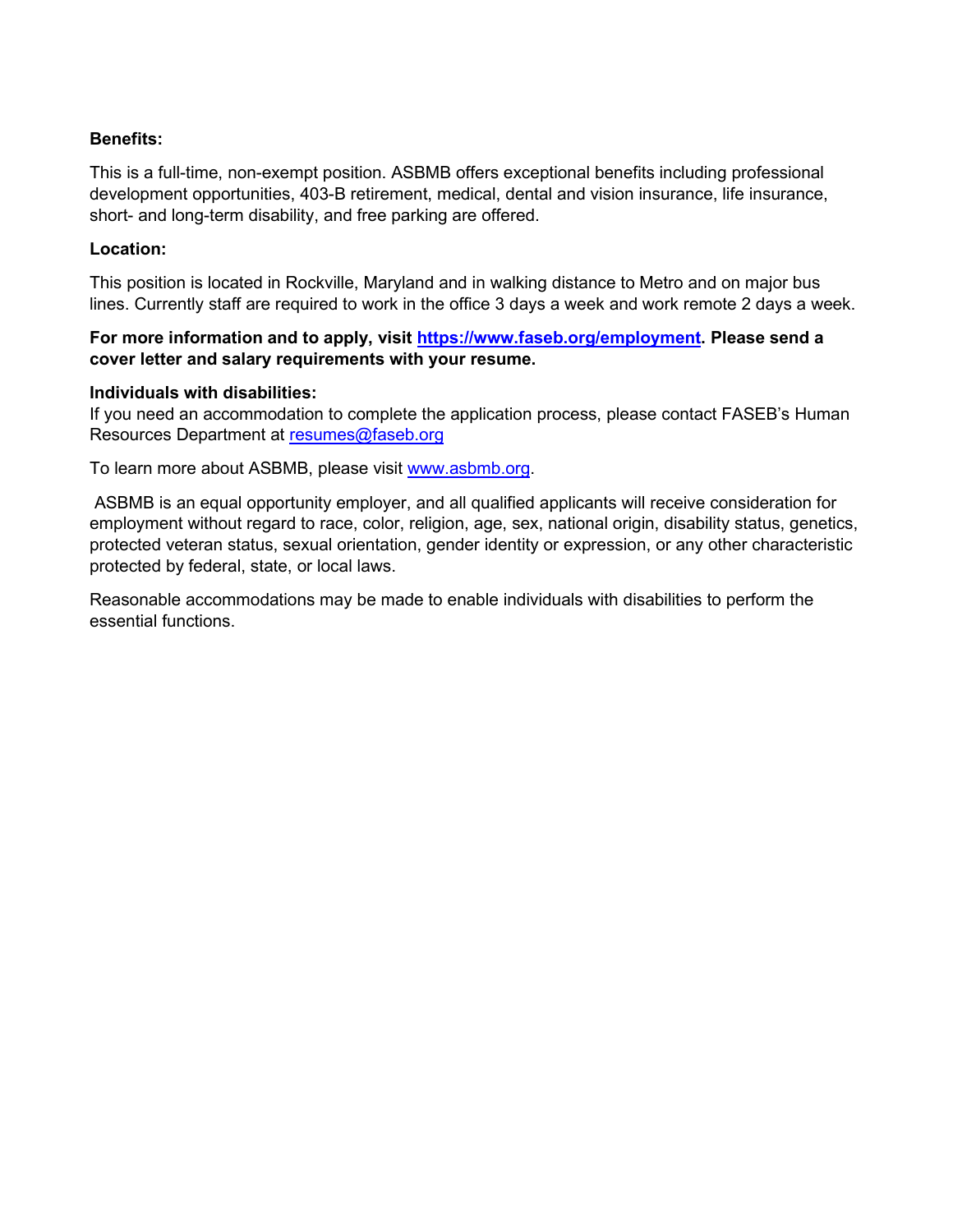**Benefits:**

This is a full-time, non-exempt position. ASBMB offers exceptional benefits including professional development opportunities, 403-B retirement, medical, dental and vision insurance, life insurance, short- and long-term disability, and free parking are offered.

**Location:**

This position is located in Rockville, Maryland and in walking distance to Metro and on major bus lines. Currently staff are required to work in the office 3 days a week and work remote 2 days a week.

**For more information and to apply, visit [https://www.faseb.org/employment](https://www.faseb.org/employment). Please send a cover letter and salary requirements with your resume.**

**Individuals with disabilities:**
If you need an accommodation to complete the application process, please contact FASEB's Human Resources Department at [resumes@faseb.org](mailto:resumes@faseb.org)

To learn more about ASBMB, please visit [www.asbmb.org](http://www.asbmb.org).

ASBMB is an equal opportunity employer, and all qualified applicants will receive consideration for employment without regard to race, color, religion, age, sex, national origin, disability status, genetics, protected veteran status, sexual orientation, gender identity or expression, or any other characteristic protected by federal, state, or local laws.

Reasonable accommodations may be made to enable individuals with disabilities to perform the essential functions.